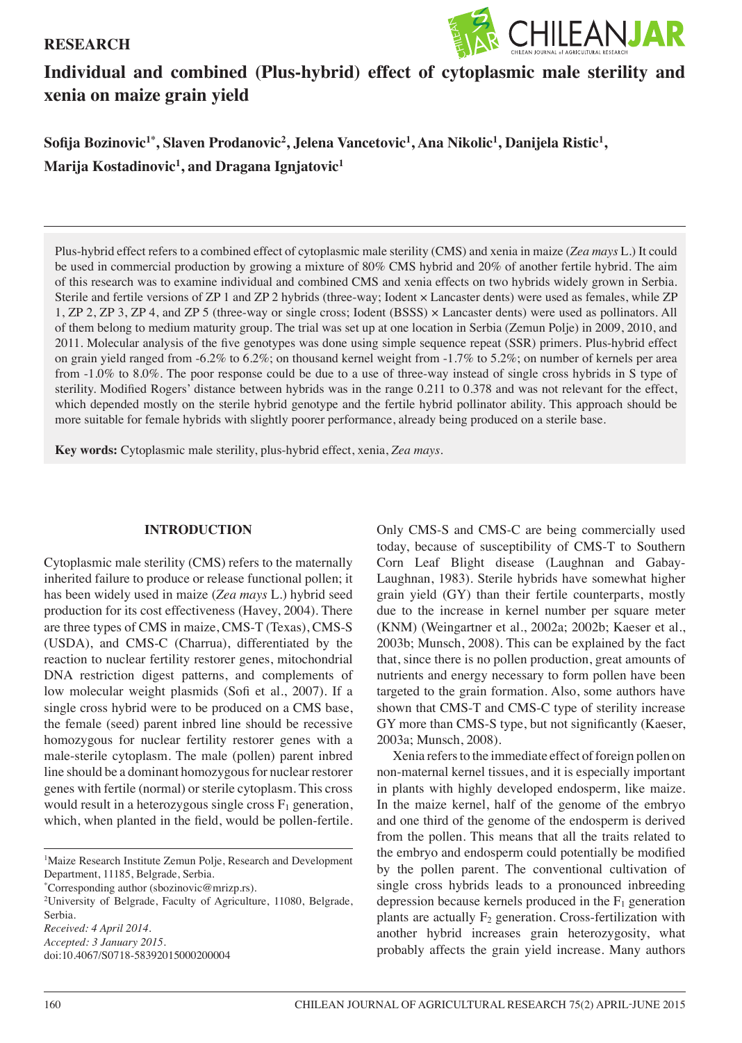RESEARCH

# Individual and combined (Plus-hybrid) effect of cytoplasmic male sterility and xenia on maize grain yield

**Sofija Bozinovic[1*], Slaven Prodanovic[2], Jelena Vancetovic[1], Ana Nikolic[1], Danijela Ristic[1], Marija Kostadinovic[1], and Dragana Ignjatovic[1]**

Plus-hybrid effect refers to a combined effect of cytoplasmic male sterility (CMS) and xenia in maize (*Zea mays* L.) It could be used in commercial production by growing a mixture of 80% CMS hybrid and 20% of another fertile hybrid. The aim of this research was to examine individual and combined CMS and xenia effects on two hybrids widely grown in Serbia. Sterile and fertile versions of ZP 1 and ZP 2 hybrids (three-way; Iodent × Lancaster dents) were used as females, while ZP 1, ZP 2, ZP 3, ZP 4, and ZP 5 (three-way or single cross; Iodent (BSSS) × Lancaster dents) were used as pollinators. All of them belong to medium maturity group. The trial was set up at one location in Serbia (Zemun Polje) in 2009, 2010, and 2011. Molecular analysis of the five genotypes was done using simple sequence repeat (SSR) primers. Plus-hybrid effect on grain yield ranged from -6.2% to 6.2%; on thousand kernel weight from -1.7% to 5.2%; on number of kernels per area from -1.0% to 8.0%. The poor response could be due to a use of three-way instead of single cross hybrids in S type of sterility. Modified Rogers' distance between hybrids was in the range 0.211 to 0.378 and was not relevant for the effect, which depended mostly on the sterile hybrid genotype and the fertile hybrid pollinator ability. This approach should be more suitable for female hybrids with slightly poorer performance, already being produced on a sterile base.

**Key words:** Cytoplasmic male sterility, plus-hybrid effect, xenia, *Zea mays*.

## INTRODUCTION

Cytoplasmic male sterility (CMS) refers to the maternally inherited failure to produce or release functional pollen; it has been widely used in maize (*Zea mays* L.) hybrid seed production for its cost effectiveness (Havey, 2004). There are three types of CMS in maize, CMS-T (Texas), CMS-S (USDA), and CMS-C (Charrua), differentiated by the reaction to nuclear fertility restorer genes, mitochondrial DNA restriction digest patterns, and complements of low molecular weight plasmids (Sofi et al., 2007). If a single cross hybrid were to be produced on a CMS base, the female (seed) parent inbred line should be recessive homozygous for nuclear fertility restorer genes with a male-sterile cytoplasm. The male (pollen) parent inbred line should be a dominant homozygous for nuclear restorer genes with fertile (normal) or sterile cytoplasm. This cross would result in a heterozygous single cross $F_1$ generation, which, when planted in the field, would be pollen-fertile. Only CMS-S and CMS-C are being commercially used today, because of susceptibility of CMS-T to Southern Corn Leaf Blight disease (Laughnan and Gabay-Laughnan, 1983). Sterile hybrids have somewhat higher grain yield (GY) than their fertile counterparts, mostly due to the increase in kernel number per square meter (KNM) (Weingartner et al., 2002a; 2002b; Kaeser et al., 2003b; Munsch, 2008). This can be explained by the fact that, since there is no pollen production, great amounts of nutrients and energy necessary to form pollen have been targeted to the grain formation. Also, some authors have shown that CMS-T and CMS-C type of sterility increase GY more than CMS-S type, but not significantly (Kaeser, 2003a; Munsch, 2008).

Xenia refers to the immediate effect of foreign pollen on non-maternal kernel tissues, and it is especially important in plants with highly developed endosperm, like maize. In the maize kernel, half of the genome of the embryo and one third of the genome of the endosperm is derived from the pollen. This means that all the traits related to the embryo and endosperm could potentially be modified by the pollen parent. The conventional cultivation of single cross hybrids leads to a pronounced inbreeding depression because kernels produced in the $F_1$ generation plants are actually $F_2$ generation. Cross-fertilization with another hybrid increases grain heterozygosity, what probably affects the grain yield increase. Many authors

[1]Maize Research Institute Zemun Polje, Research and Development Department, 11185, Belgrade, Serbia.
[*]Corresponding author (sbozinovic@mrizp.rs).
[2]University of Belgrade, Faculty of Agriculture, 11080, Belgrade, Serbia.
*Received: 4 April 2014.*
*Accepted: 3 January 2015.*
doi:10.4067/S0718-58392015000200004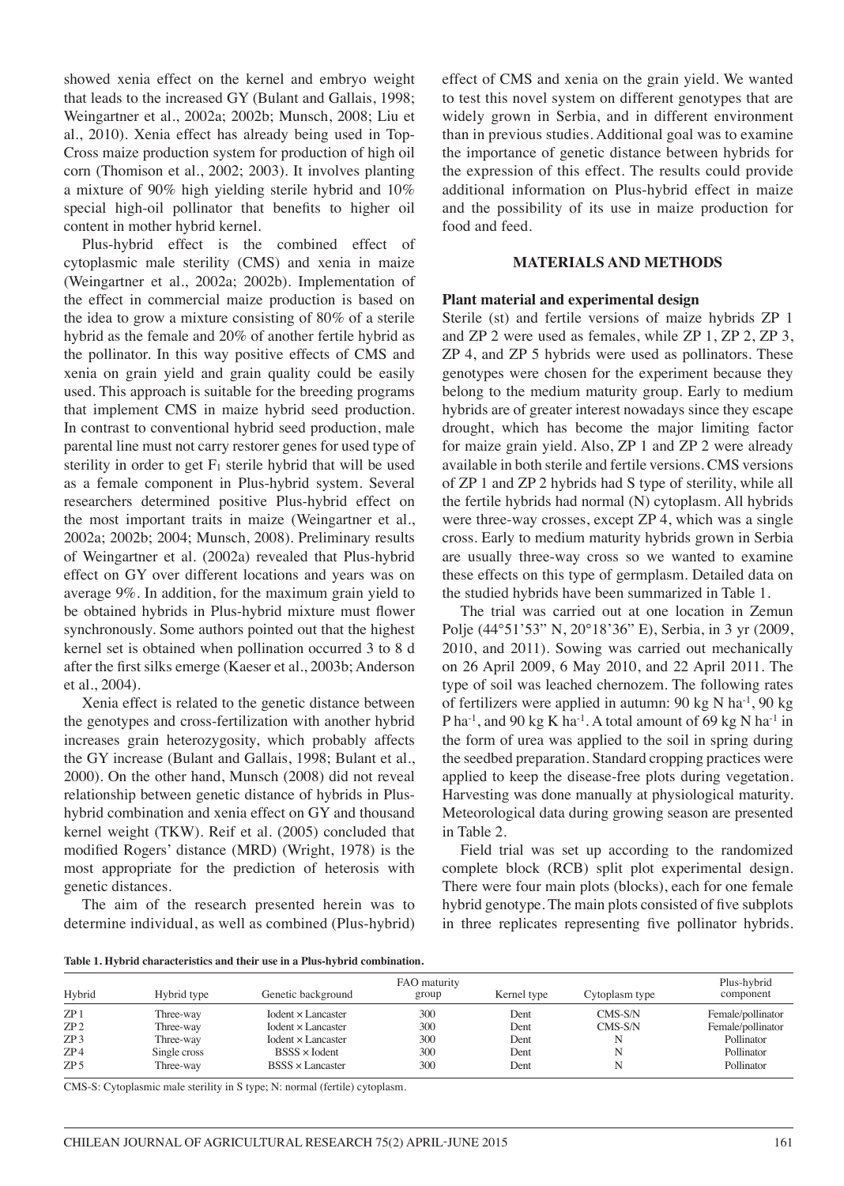showed xenia effect on the kernel and embryo weight that leads to the increased GY (Bulant and Gallais, 1998; Weingartner et al., 2002a; 2002b; Munsch, 2008; Liu et al., 2010). Xenia effect has already being used in Top-Cross maize production system for production of high oil corn (Thomison et al., 2002; 2003). It involves planting a mixture of 90% high yielding sterile hybrid and 10% special high-oil pollinator that benefits to higher oil content in mother hybrid kernel.

Plus-hybrid effect is the combined effect of cytoplasmic male sterility (CMS) and xenia in maize (Weingartner et al., 2002a; 2002b). Implementation of the effect in commercial maize production is based on the idea to grow a mixture consisting of 80% of a sterile hybrid as the female and 20% of another fertile hybrid as the pollinator. In this way positive effects of CMS and xenia on grain yield and grain quality could be easily used. This approach is suitable for the breeding programs that implement CMS in maize hybrid seed production. In contrast to conventional hybrid seed production, male parental line must not carry restorer genes for used type of sterility in order to get $F_1$ sterile hybrid that will be used as a female component in Plus-hybrid system. Several researchers determined positive Plus-hybrid effect on the most important traits in maize (Weingartner et al., 2002a; 2002b; 2004; Munsch, 2008). Preliminary results of Weingartner et al. (2002a) revealed that Plus-hybrid effect on GY over different locations and years was on average 9%. In addition, for the maximum grain yield to be obtained hybrids in Plus-hybrid mixture must flower synchronously. Some authors pointed out that the highest kernel set is obtained when pollination occurred 3 to 8 d after the first silks emerge (Kaeser et al., 2003b; Anderson et al., 2004).

Xenia effect is related to the genetic distance between the genotypes and cross-fertilization with another hybrid increases grain heterozygosity, which probably affects the GY increase (Bulant and Gallais, 1998; Bulant et al., 2000). On the other hand, Munsch (2008) did not reveal relationship between genetic distance of hybrids in Plus-hybrid combination and xenia effect on GY and thousand kernel weight (TKW). Reif et al. (2005) concluded that modified Rogers' distance (MRD) (Wright, 1978) is the most appropriate for the prediction of heterosis with genetic distances.

The aim of the research presented herein was to determine individual, as well as combined (Plus-hybrid) effect of CMS and xenia on the grain yield. We wanted to test this novel system on different genotypes that are widely grown in Serbia, and in different environment than in previous studies. Additional goal was to examine the importance of genetic distance between hybrids for the expression of this effect. The results could provide additional information on Plus-hybrid effect in maize and the possibility of its use in maize production for food and feed.

## MATERIALS AND METHODS

### Plant material and experimental design

Sterile (st) and fertile versions of maize hybrids ZP 1 and ZP 2 were used as females, while ZP 1, ZP 2, ZP 3, ZP 4, and ZP 5 hybrids were used as pollinators. These genotypes were chosen for the experiment because they belong to the medium maturity group. Early to medium hybrids are of greater interest nowadays since they escape drought, which has become the major limiting factor for maize grain yield. Also, ZP 1 and ZP 2 were already available in both sterile and fertile versions. CMS versions of ZP 1 and ZP 2 hybrids had S type of sterility, while all the fertile hybrids had normal (N) cytoplasm. All hybrids were three-way crosses, except ZP 4, which was a single cross. Early to medium maturity hybrids grown in Serbia are usually three-way cross so we wanted to examine these effects on this type of germplasm. Detailed data on the studied hybrids have been summarized in Table 1.

The trial was carried out at one location in Zemun Polje (44°51'53" N, 20°18'36" E), Serbia, in 3 yr (2009, 2010, and 2011). Sowing was carried out mechanically on 26 April 2009, 6 May 2010, and 22 April 2011. The type of soil was leached chernozem. The following rates of fertilizers were applied in autumn: 90 kg N ha$^{-1}$, 90 kg P ha$^{-1}$, and 90 kg K ha$^{-1}$. A total amount of 69 kg N ha$^{-1}$ in the form of urea was applied to the soil in spring during the seedbed preparation. Standard cropping practices were applied to keep the disease-free plots during vegetation. Harvesting was done manually at physiological maturity. Meteorological data during growing season are presented in Table 2.

Field trial was set up according to the randomized complete block (RCB) split plot experimental design. There were four main plots (blocks), each for one female hybrid genotype. The main plots consisted of five subplots in three replicates representing five pollinator hybrids.

**Table 1. Hybrid characteristics and their use in a Plus-hybrid combination.**

| Hybrid | Hybrid type | Genetic background | FAO maturity group | Kernel type | Cytoplasm type | Plus-hybrid component |
|---|---|---|---|---|---|---|
| ZP 1 | Three-way | Iodent × Lancaster | 300 | Dent | CMS-S/N | Female/pollinator |
| ZP 2 | Three-way | Iodent × Lancaster | 300 | Dent | CMS-S/N | Female/pollinator |
| ZP 3 | Three-way | Iodent × Lancaster | 300 | Dent | N | Pollinator |
| ZP 4 | Single cross | BSSS × Iodent | 300 | Dent | N | Pollinator |
| ZP 5 | Three-way | BSSS × Lancaster | 300 | Dent | N | Pollinator |

CMS-S: Cytoplasmic male sterility in S type; N: normal (fertile) cytoplasm.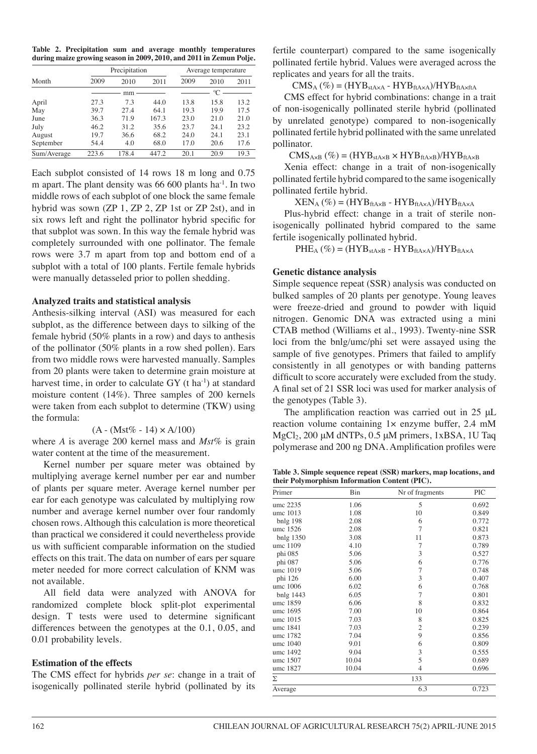**Table 2. Precipitation sum and average monthly temperatures during maize growing season in 2009, 2010, and 2011 in Zemun Polje.**

| Month | Precipitation | | | Average temperature | | |
|---|---|---|---|---|---|---|
| | 2009 | 2010 | 2011 | 2009 | 2010 | 2011 |
| | mm | | | °C | | |
| April | 27.3 | 7.3 | 44.0 | 13.8 | 15.8 | 13.2 |
| May | 39.7 | 27.4 | 64.1 | 19.3 | 19.9 | 17.5 |
| June | 36.3 | 71.9 | 167.3 | 23.0 | 21.0 | 21.0 |
| July | 46.2 | 31.2 | 35.6 | 23.7 | 24.1 | 23.2 |
| August | 19.7 | 36.6 | 68.2 | 24.0 | 24.1 | 23.1 |
| September | 54.4 | 4.0 | 68.0 | 17.0 | 20.6 | 17.6 |
| Sum/Average | 223.6 | 178.4 | 447.2 | 20.1 | 20.9 | 19.3 |

Each subplot consisted of 14 rows 18 m long and 0.75 m apart. The plant density was 66 600 plants ha$^{-1}$. In two middle rows of each subplot of one block the same female hybrid was sown (ZP 1, ZP 2, ZP 1st or ZP 2st), and in six rows left and right the pollinator hybrid specific for that subplot was sown. In this way the female hybrid was completely surrounded with one pollinator. The female rows were 3.7 m apart from top and bottom end of a subplot with a total of 100 plants. Fertile female hybrids were manually detasseled prior to pollen shedding.

### Analyzed traits and statistical analysis

Anthesis-silking interval (ASI) was measured for each subplot, as the difference between days to silking of the female hybrid (50% plants in a row) and days to anthesis of the pollinator (50% plants in a row shed pollen). Ears from two middle rows were harvested manually. Samples from 20 plants were taken to determine grain moisture at harvest time, in order to calculate GY (t ha$^{-1}$) at standard moisture content (14%). Three samples of 200 kernels were taken from each subplot to determine (TKW) using the formula:

$$(A - (Mst\% - 14) \times A/100)$$

where *A* is average 200 kernel mass and *Mst%* is grain water content at the time of the measurement.

Kernel number per square meter was obtained by multiplying average kernel number per ear and number of plants per square meter. Average kernel number per ear for each genotype was calculated by multiplying row number and average kernel number over four randomly chosen rows. Although this calculation is more theoretical than practical we considered it could nevertheless provide us with sufficient comparable information on the studied effects on this trait. The data on number of ears per square meter needed for more correct calculation of KNM was not available.

All field data were analyzed with ANOVA for randomized complete block split-plot experimental design. T tests were used to determine significant differences between the genotypes at the 0.1, 0.05, and 0.01 probability levels.

### Estimation of the effects

The CMS effect for hybrids *per se*: change in a trait of isogenically pollinated sterile hybrid (pollinated by its fertile counterpart) compared to the same isogenically pollinated fertile hybrid. Values were averaged across the replicates and years for all the traits.

$$CMS_A\,(\%) = (HYB_{stA\times A} - HYB_{ftA\times A})/HYB_{ftA\times ftA}$$

CMS effect for hybrid combinations: change in a trait of non-isogenically pollinated sterile hybrid (pollinated by unrelated genotype) compared to non-isogenically pollinated fertile hybrid pollinated with the same unrelated pollinator.

$$CMS_{A\times B}\,(\%) = (HYB_{stA\times B} \times HYB_{ftA\times B})/HYB_{ftA\times B}$$

Xenia effect: change in a trait of non-isogenically pollinated fertile hybrid compared to the same isogenically pollinated fertile hybrid.

$$XEN_A\,(\%) = (HYB_{ftA\times B} - HYB_{ftA\times A})/HYB_{ftA\times A}$$

Plus-hybrid effect: change in a trait of sterile non-isogenically pollinated hybrid compared to the same fertile isogenically pollinated hybrid.

$$PHE_A\,(\%) = (HYB_{stA\times B} - HYB_{ftA\times A})/HYB_{ftA\times A}$$

### Genetic distance analysis

Simple sequence repeat (SSR) analysis was conducted on bulked samples of 20 plants per genotype. Young leaves were freeze-dried and ground to powder with liquid nitrogen. Genomic DNA was extracted using a mini CTAB method (Williams et al., 1993). Twenty-nine SSR loci from the bnlg/umc/phi set were assayed using the sample of five genotypes. Primers that failed to amplify consistently in all genotypes or with banding patterns difficult to score accurately were excluded from the study. A final set of 21 SSR loci was used for marker analysis of the genotypes (Table 3).

The amplification reaction was carried out in 25 µL reaction volume containing 1× enzyme buffer, 2.4 mM $MgCl_2$, 200 µM dNTPs, 0.5 µM primers, 1xBSA, 1U Taq polymerase and 200 ng DNA. Amplification profiles were

**Table 3. Simple sequence repeat (SSR) markers, map locations, and their Polymorphism Information Content (PIC).**

| Primer | Bin | Nr of fragments | PIC |
|---|---|---|---|
| umc 2235 | 1.06 | 5 | 0.692 |
| umc 1013 | 1.08 | 10 | 0.849 |
| bnlg 198 | 2.08 | 6 | 0.772 |
| umc 1526 | 2.08 | 7 | 0.821 |
| bnlg 1350 | 3.08 | 11 | 0.873 |
| umc 1109 | 4.10 | 7 | 0.789 |
| phi 085 | 5.06 | 3 | 0.527 |
| phi 087 | 5.06 | 6 | 0.776 |
| umc 1019 | 5.06 | 7 | 0.748 |
| phi 126 | 6.00 | 3 | 0.407 |
| umc 1006 | 6.02 | 6 | 0.768 |
| bnlg 1443 | 6.05 | 7 | 0.801 |
| umc 1859 | 6.06 | 8 | 0.832 |
| umc 1695 | 7.00 | 10 | 0.864 |
| umc 1015 | 7.03 | 8 | 0.825 |
| umc 1841 | 7.03 | 2 | 0.239 |
| umc 1782 | 7.04 | 9 | 0.856 |
| umc 1040 | 9.01 | 6 | 0.809 |
| umc 1492 | 9.04 | 3 | 0.555 |
| umc 1507 | 10.04 | 5 | 0.689 |
| umc 1827 | 10.04 | 4 | 0.696 |
| Σ | | 133 | |
| Average | | 6.3 | 0.723 |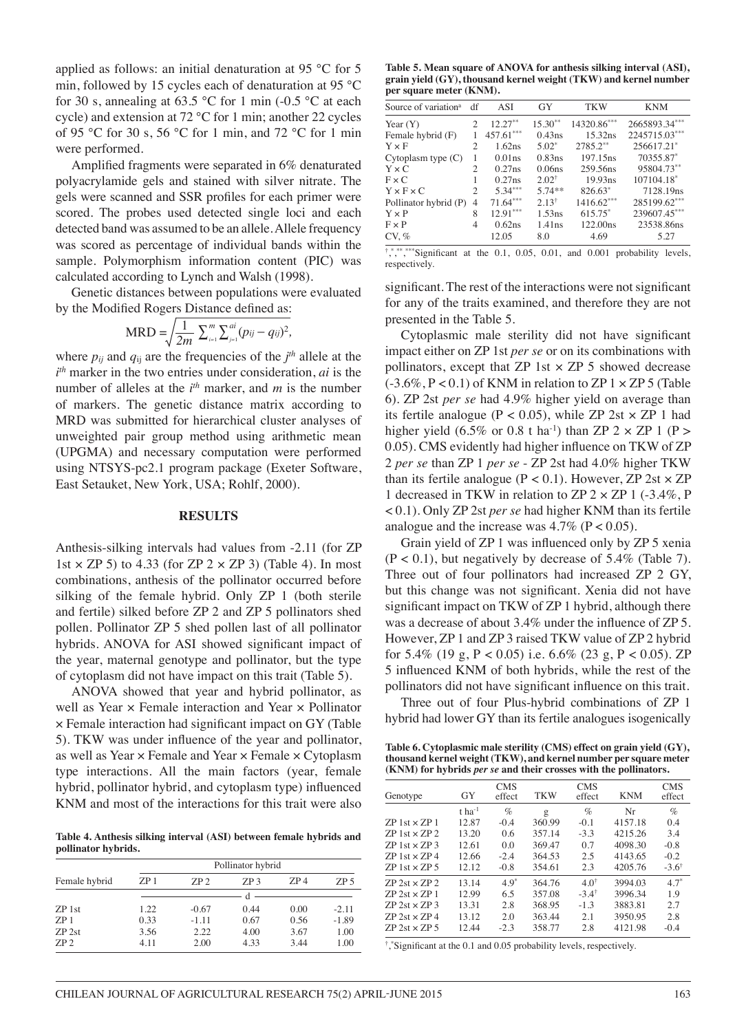applied as follows: an initial denaturation at 95 °C for 5 min, followed by 15 cycles each of denaturation at 95 °C for 30 s, annealing at 63.5 °C for 1 min (-0.5 °C at each cycle) and extension at 72 °C for 1 min; another 22 cycles of 95 °C for 30 s, 56 °C for 1 min, and 72 °C for 1 min were performed.

Amplified fragments were separated in 6% denaturated polyacrylamide gels and stained with silver nitrate. The gels were scanned and SSR profiles for each primer were scored. The probes used detected single loci and each detected band was assumed to be an allele. Allele frequency was scored as percentage of individual bands within the sample. Polymorphism information content (PIC) was calculated according to Lynch and Walsh (1998).

Genetic distances between populations were evaluated by the Modified Rogers Distance defined as:

$$\text{MRD} = \sqrt{\frac{1}{2m}\sum_{i=1}^{m}\sum_{j=1}^{ai}(p_{ij} - q_{ij})^2},$$

where $p_{ij}$ and $q_{ij}$ are the frequencies of the $j^{th}$ allele at the $i^{th}$ marker in the two entries under consideration, $ai$ is the number of alleles at the $i^{th}$ marker, and $m$ is the number of markers. The genetic distance matrix according to MRD was submitted for hierarchical cluster analyses of unweighted pair group method using arithmetic mean (UPGMA) and necessary computation were performed using NTSYS-pc2.1 program package (Exeter Software, East Setauket, New York, USA; Rohlf, 2000).

## RESULTS

Anthesis-silking intervals had values from -2.11 (for ZP 1st × ZP 5) to 4.33 (for ZP 2 × ZP 3) (Table 4). In most combinations, anthesis of the pollinator occurred before silking of the female hybrid. Only ZP 1 (both sterile and fertile) silked before ZP 2 and ZP 5 pollinators shed pollen. Pollinator ZP 5 shed pollen last of all pollinator hybrids. ANOVA for ASI showed significant impact of the year, maternal genotype and pollinator, but the type of cytoplasm did not have impact on this trait (Table 5).

ANOVA showed that year and hybrid pollinator, as well as Year × Female interaction and Year × Pollinator × Female interaction had significant impact on GY (Table 5). TKW was under influence of the year and pollinator, as well as Year × Female and Year × Female × Cytoplasm type interactions. All the main factors (year, female hybrid, pollinator hybrid, and cytoplasm type) influenced KNM and most of the interactions for this trait were also significant. The rest of the interactions were not significant for any of the traits examined, and therefore they are not presented in the Table 5.

**Table 4. Anthesis silking interval (ASI) between female hybrids and pollinator hybrids.**

| Female hybrid | Pollinator hybrid | | | | |
|---|---|---|---|---|---|
| | ZP 1 | ZP 2 | ZP 3 | ZP 4 | ZP 5 |
| | d | | | | |
| ZP 1st | 1.22 | -0.67 | 0.44 | 0.00 | -2.11 |
| ZP 1 | 0.33 | -1.11 | 0.67 | 0.56 | -1.89 |
| ZP 2st | 3.56 | 2.22 | 4.00 | 3.67 | 1.00 |
| ZP 2 | 4.11 | 2.00 | 4.33 | 3.44 | 1.00 |

**Table 5. Mean square of ANOVA for anthesis silking interval (ASI), grain yield (GY), thousand kernel weight (TKW) and kernel number per square meter (KNM).**

| Source of variation[a] | df | ASI | GY | TKW | KNM |
|---|---|---|---|---|---|
| Year (Y) | 2 | 12.27** | 15.30** | 14320.86*** | 2665893.34*** |
| Female hybrid (F) | 1 | 457.61*** | 0.43ns | 15.32ns | 2245715.03*** |
| Y × F | 2 | 1.62ns | 5.02* | 2785.2** | 256617.21* |
| Cytoplasm type (C) | 1 | 0.01ns | 0.83ns | 197.15ns | 70355.87* |
| Y × C | 2 | 0.27ns | 0.06ns | 259.56ns | 95804.73** |
| F × C | 1 | 0.27ns | 2.02† | 19.93ns | 107104.18* |
| Y × F × C | 2 | 5.34*** | 5.74** | 826.63* | 7128.19ns |
| Pollinator hybrid (P) | 4 | 71.64*** | 2.13† | 1416.62*** | 285199.62*** |
| Y × P | 8 | 12.91*** | 1.53ns | 615.75* | 239607.45*** |
| F × P | 4 | 0.62ns | 1.41ns | 122.00ns | 23538.86ns |
| CV, % | | 12.05 | 8.0 | 4.69 | 5.27 |

†,*,**,***Significant at the 0.1, 0.05, 0.01, and 0.001 probability levels, respectively.

Cytoplasmic male sterility did not have significant impact either on ZP 1st *per se* or on its combinations with pollinators, except that ZP 1st × ZP 5 showed decrease (-3.6%, P < 0.1) of KNM in relation to ZP 1 × ZP 5 (Table 6). ZP 2st *per se* had 4.9% higher yield on average than its fertile analogue (P < 0.05), while ZP 2st × ZP 1 had higher yield (6.5% or 0.8 t ha[-1]) than ZP 2 × ZP 1 (P > 0.05). CMS evidently had higher influence on TKW of ZP 2 *per se* than ZP 1 *per se* - ZP 2st had 4.0% higher TKW than its fertile analogue (P < 0.1). However, ZP 2st × ZP 1 decreased in TKW in relation to ZP 2 × ZP 1 (-3.4%, P < 0.1). Only ZP 2st *per se* had higher KNM than its fertile analogue and the increase was 4.7% (P < 0.05).

Grain yield of ZP 1 was influenced only by ZP 5 xenia (P < 0.1), but negatively by decrease of 5.4% (Table 7). Three out of four pollinators had increased ZP 2 GY, but this change was not significant. Xenia did not have significant impact on TKW of ZP 1 hybrid, although there was a decrease of about 3.4% under the influence of ZP 5. However, ZP 1 and ZP 3 raised TKW value of ZP 2 hybrid for 5.4% (19 g, P < 0.05) i.e. 6.6% (23 g, P < 0.05). ZP 5 influenced KNM of both hybrids, while the rest of the pollinators did not have significant influence on this trait.

Three out of four Plus-hybrid combinations of ZP 1 hybrid had lower GY than its fertile analogues isogenically

**Table 6. Cytoplasmic male sterility (CMS) effect on grain yield (GY), thousand kernel weight (TKW), and kernel number per square meter (KNM) for hybrids *per se* and their crosses with the pollinators.**

| Genotype | GY | CMS effect | TKW | CMS effect | KNM | CMS effect |
|---|---|---|---|---|---|---|
| | t ha$^{-1}$ | % | g | % | Nr | % |
| ZP 1st × ZP 1 | 12.87 | -0.4 | 360.99 | -0.1 | 4157.18 | 0.4 |
| ZP 1st × ZP 2 | 13.20 | 0.6 | 357.14 | -3.3 | 4215.26 | 3.4 |
| ZP 1st × ZP 3 | 12.61 | 0.0 | 369.47 | 0.7 | 4098.30 | -0.8 |
| ZP 1st × ZP 4 | 12.66 | -2.4 | 364.53 | 2.5 | 4143.65 | -0.2 |
| ZP 1st × ZP 5 | 12.12 | -0.8 | 354.61 | 2.3 | 4205.76 | -3.6† |
| ZP 2st × ZP 2 | 13.14 | 4.9* | 364.76 | 4.0† | 3994.03 | 4.7* |
| ZP 2st × ZP 1 | 12.99 | 6.5 | 357.08 | -3.4† | 3996.34 | 1.9 |
| ZP 2st × ZP 3 | 13.31 | 2.8 | 368.95 | -1.3 | 3883.81 | 2.7 |
| ZP 2st × ZP 4 | 13.12 | 2.0 | 363.44 | 2.1 | 3950.95 | 2.8 |
| ZP 2st × ZP 5 | 12.44 | -2.3 | 358.77 | 2.8 | 4121.98 | -0.4 |

†,*Significant at the 0.1 and 0.05 probability levels, respectively.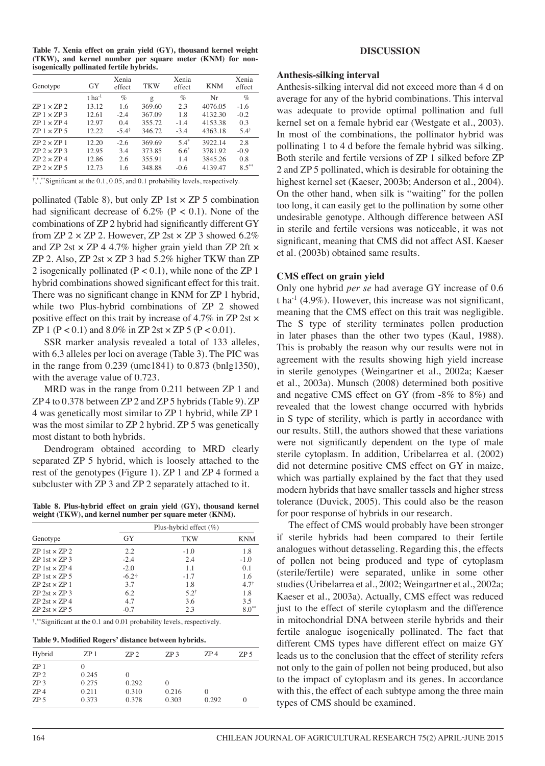**Table 7. Xenia effect on grain yield (GY), thousand kernel weight (TKW), and kernel number per square meter (KNM) for non-isogenically pollinated fertile hybrids.**

| Genotype | GY | Xenia effect | TKW | Xenia effect | KNM | Xenia effect |
|---|---|---|---|---|---|---|
| | t ha$^{-1}$ | % | g | % | Nr | % |
| ZP 1 × ZP 2 | 13.12 | 1.6 | 369.60 | 2.3 | 4076.05 | -1.6 |
| ZP 1 × ZP 3 | 12.61 | -2.4 | 367.09 | 1.8 | 4132.30 | -0.2 |
| ZP 1 × ZP 4 | 12.97 | 0.4 | 355.72 | -1.4 | 4153.38 | 0.3 |
| ZP 1 × ZP 5 | 12.22 | -5.4$^{†}$ | 346.72 | -3.4 | 4363.18 | 5.4$^{†}$ |
| ZP 2 × ZP 1 | 12.20 | -2.6 | 369.69 | 5.4$^{*}$ | 3922.14 | 2.8 |
| ZP 2 × ZP 3 | 12.95 | 3.4 | 373.85 | 6.6$^{*}$ | 3781.92 | -0.9 |
| ZP 2 × ZP 4 | 12.86 | 2.6 | 355.91 | 1.4 | 3845.26 | 0.8 |
| ZP 2 × ZP 5 | 12.73 | 1.6 | 348.88 | -0.6 | 4139.47 | 8.5$^{**}$ |

†,*,**Significant at the 0.1, 0.05, and 0.1 probability levels, respectively.

pollinated (Table 8), but only ZP 1st × ZP 5 combination had significant decrease of 6.2% ($P < 0.1$). None of the combinations of ZP 2 hybrid had significantly different GY from ZP 2 × ZP 2. However, ZP 2st × ZP 3 showed 6.2% and ZP 2st × ZP 4 4.7% higher grain yield than ZP 2ft × ZP 2. Also, ZP 2st × ZP 3 had 5.2% higher TKW than ZP 2 isogenically pollinated ($P < 0.1$), while none of the ZP 1 hybrid combinations showed significant effect for this trait. There was no significant change in KNM for ZP 1 hybrid, while two Plus-hybrid combinations of ZP 2 showed positive effect on this trait by increase of 4.7% in ZP 2st × ZP 1 ($P < 0.1$) and 8.0% in ZP 2st × ZP 5 ($P < 0.01$).

SSR marker analysis revealed a total of 133 alleles, with 6.3 alleles per loci on average (Table 3). The PIC was in the range from 0.239 (umc1841) to 0.873 (bnlg1350), with the average value of 0.723.

MRD was in the range from 0.211 between ZP 1 and ZP 4 to 0.378 between ZP 2 and ZP 5 hybrids (Table 9). ZP 4 was genetically most similar to ZP 1 hybrid, while ZP 1 was the most similar to ZP 2 hybrid. ZP 5 was genetically most distant to both hybrids.

Dendrogram obtained according to MRD clearly separated ZP 5 hybrid, which is loosely attached to the rest of the genotypes (Figure 1). ZP 1 and ZP 4 formed a subcluster with ZP 3 and ZP 2 separately attached to it.

**Table 8. Plus-hybrid effect on grain yield (GY), thousand kernel weight (TKW), and kernel number per square meter (KNM).**

| Genotype | Plus-hybrid effect (%) | | |
|---|---|---|---|
| | GY | TKW | KNM |
| ZP 1st × ZP 2 | 2.2 | -1.0 | 1.8 |
| ZP 1st × ZP 3 | -2.4 | 2.4 | -1.0 |
| ZP 1st × ZP 4 | -2.0 | 1.1 | 0.1 |
| ZP 1st × ZP 5 | -6.2† | -1.7 | 1.6 |
| ZP 2st × ZP 1 | 3.7 | 1.8 | 4.7$^{†}$ |
| ZP 2st × ZP 3 | 6.2 | 5.2$^{†}$ | 1.8 |
| ZP 2st × ZP 4 | 4.7 | 3.6 | 3.5 |
| ZP 2st × ZP 5 | -0.7 | 2.3 | 8.0$^{**}$ |

†,**Significant at the 0.1 and 0.01 probability levels, respectively.

**Table 9. Modified Rogers' distance between hybrids.**

| Hybrid | ZP 1 | ZP 2 | ZP 3 | ZP 4 | ZP 5 |
|---|---|---|---|---|---|
| ZP 1 | 0 | | | | |
| ZP 2 | 0.245 | 0 | | | |
| ZP 3 | 0.275 | 0.292 | 0 | | |
| ZP 4 | 0.211 | 0.310 | 0.216 | 0 | |
| ZP 5 | 0.373 | 0.378 | 0.303 | 0.292 | 0 |

## DISCUSSION

### Anthesis-silking interval

Anthesis-silking interval did not exceed more than 4 d on average for any of the hybrid combinations. This interval was adequate to provide optimal pollination and full kernel set on a female hybrid ear (Westgate et al., 2003). In most of the combinations, the pollinator hybrid was pollinating 1 to 4 d before the female hybrid was silking. Both sterile and fertile versions of ZP 1 silked before ZP 2 and ZP 5 pollinated, which is desirable for obtaining the highest kernel set (Kaeser, 2003b; Anderson et al., 2004). On the other hand, when silk is "waiting" for the pollen too long, it can easily get to the pollination by some other undesirable genotype. Although difference between ASI in sterile and fertile versions was noticeable, it was not significant, meaning that CMS did not affect ASI. Kaeser et al. (2003b) obtained same results.

### CMS effect on grain yield

Only one hybrid *per se* had average GY increase of 0.6 t ha$^{-1}$ (4.9%). However, this increase was not significant, meaning that the CMS effect on this trait was negligible. The S type of sterility terminates pollen production in later phases than the other two types (Kaul, 1988). This is probably the reason why our results were not in agreement with the results showing high yield increase in sterile genotypes (Weingartner et al., 2002a; Kaeser et al., 2003a). Munsch (2008) determined both positive and negative CMS effect on GY (from -8% to 8%) and revealed that the lowest change occurred with hybrids in S type of sterility, which is partly in accordance with our results. Still, the authors showed that these variations were not significantly dependent on the type of male sterile cytoplasm. In addition, Uribelarrea et al. (2002) did not determine positive CMS effect on GY in maize, which was partially explained by the fact that they used modern hybrids that have smaller tassels and higher stress tolerance (Duvick, 2005). This could also be the reason for poor response of hybrids in our research.

The effect of CMS would probably have been stronger if sterile hybrids had been compared to their fertile analogues without detasseling. Regarding this, the effects of pollen not being produced and type of cytoplasm (sterile/fertile) were separated, unlike in some other studies (Uribelarrea et al., 2002; Weingartner et al., 2002a; Kaeser et al., 2003a). Actually, CMS effect was reduced just to the effect of sterile cytoplasm and the difference in mitochondrial DNA between sterile hybrids and their fertile analogue isogenically pollinated. The fact that different CMS types have different effect on maize GY leads us to the conclusion that the effect of sterility refers not only to the gain of pollen not being produced, but also to the impact of cytoplasm and its genes. In accordance with this, the effect of each subtype among the three main types of CMS should be examined.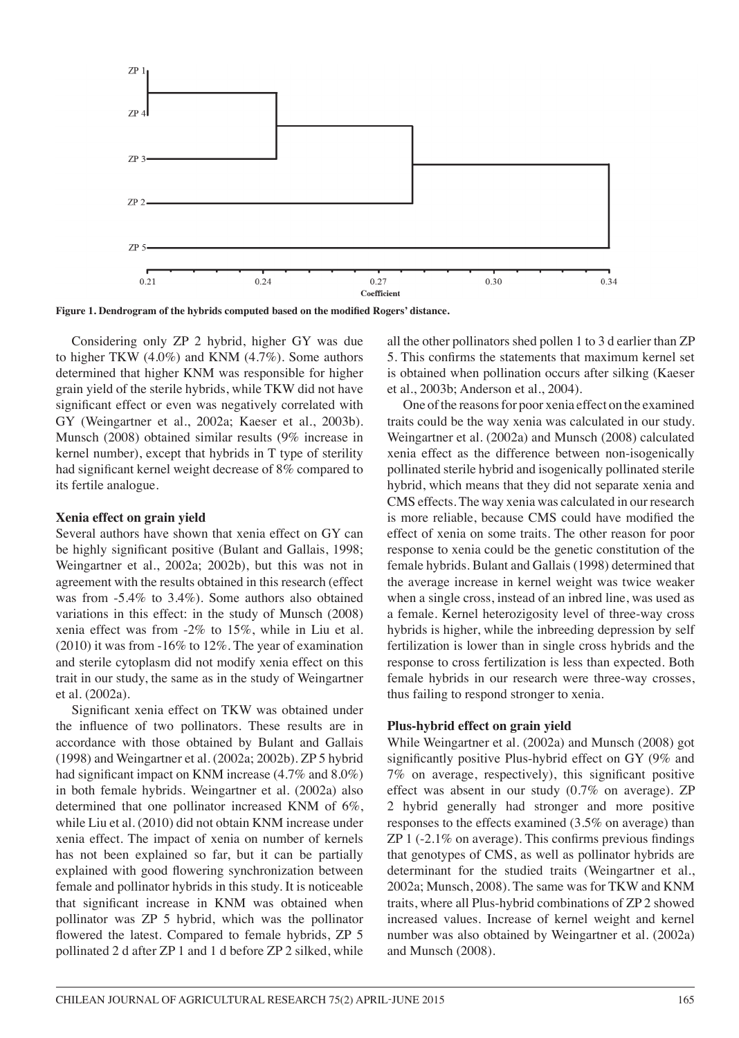Figure 1. Dendrogram of the hybrids computed based on the modified Rogers' distance.

Considering only ZP 2 hybrid, higher GY was due to higher TKW (4.0%) and KNM (4.7%). Some authors determined that higher KNM was responsible for higher grain yield of the sterile hybrids, while TKW did not have significant effect or even was negatively correlated with GY (Weingartner et al., 2002a; Kaeser et al., 2003b). Munsch (2008) obtained similar results (9% increase in kernel number), except that hybrids in T type of sterility had significant kernel weight decrease of 8% compared to its fertile analogue.

**Xenia effect on grain yield**

Several authors have shown that xenia effect on GY can be highly significant positive (Bulant and Gallais, 1998; Weingartner et al., 2002a; 2002b), but this was not in agreement with the results obtained in this research (effect was from -5.4% to 3.4%). Some authors also obtained variations in this effect: in the study of Munsch (2008) xenia effect was from -2% to 15%, while in Liu et al. (2010) it was from -16% to 12%. The year of examination and sterile cytoplasm did not modify xenia effect on this trait in our study, the same as in the study of Weingartner et al. (2002a).

Significant xenia effect on TKW was obtained under the influence of two pollinators. These results are in accordance with those obtained by Bulant and Gallais (1998) and Weingartner et al. (2002a; 2002b). ZP 5 hybrid had significant impact on KNM increase (4.7% and 8.0%) in both female hybrids. Weingartner et al. (2002a) also determined that one pollinator increased KNM of 6%, while Liu et al. (2010) did not obtain KNM increase under xenia effect. The impact of xenia on number of kernels has not been explained so far, but it can be partially explained with good flowering synchronization between female and pollinator hybrids in this study. It is noticeable that significant increase in KNM was obtained when pollinator was ZP 5 hybrid, which was the pollinator flowered the latest. Compared to female hybrids, ZP 5 pollinated 2 d after ZP 1 and 1 d before ZP 2 silked, while all the other pollinators shed pollen 1 to 3 d earlier than ZP 5. This confirms the statements that maximum kernel set is obtained when pollination occurs after silking (Kaeser et al., 2003b; Anderson et al., 2004).

One of the reasons for poor xenia effect on the examined traits could be the way xenia was calculated in our study. Weingartner et al. (2002a) and Munsch (2008) calculated xenia effect as the difference between non-isogenically pollinated sterile hybrid and isogenically pollinated sterile hybrid, which means that they did not separate xenia and CMS effects. The way xenia was calculated in our research is more reliable, because CMS could have modified the effect of xenia on some traits. The other reason for poor response to xenia could be the genetic constitution of the female hybrids. Bulant and Gallais (1998) determined that the average increase in kernel weight was twice weaker when a single cross, instead of an inbred line, was used as a female. Kernel heterozigosity level of three-way cross hybrids is higher, while the inbreeding depression by self fertilization is lower than in single cross hybrids and the response to cross fertilization is less than expected. Both female hybrids in our research were three-way crosses, thus failing to respond stronger to xenia.

**Plus-hybrid effect on grain yield**

While Weingartner et al. (2002a) and Munsch (2008) got significantly positive Plus-hybrid effect on GY (9% and 7% on average, respectively), this significant positive effect was absent in our study (0.7% on average). ZP 2 hybrid generally had stronger and more positive responses to the effects examined (3.5% on average) than ZP 1 (-2.1% on average). This confirms previous findings that genotypes of CMS, as well as pollinator hybrids are determinant for the studied traits (Weingartner et al., 2002a; Munsch, 2008). The same was for TKW and KNM traits, where all Plus-hybrid combinations of ZP 2 showed increased values. Increase of kernel weight and kernel number was also obtained by Weingartner et al. (2002a) and Munsch (2008).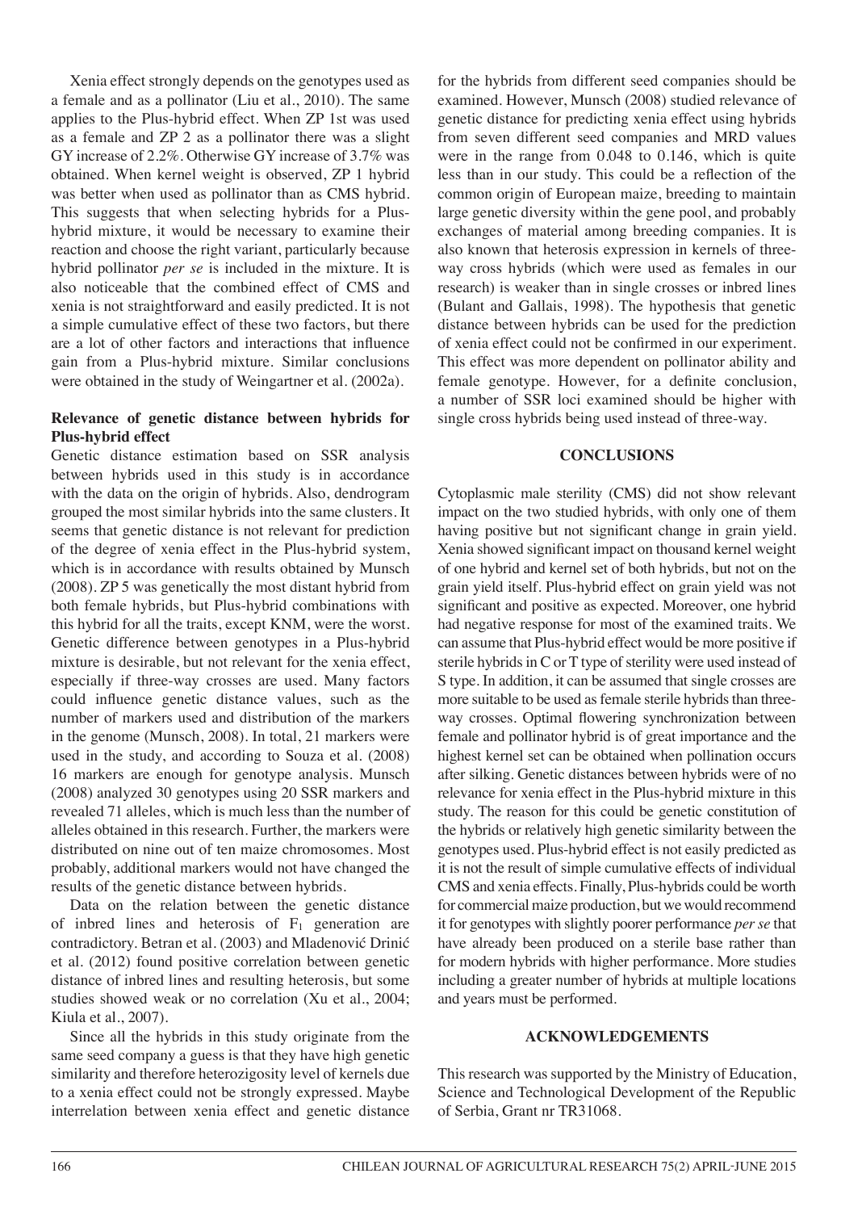Xenia effect strongly depends on the genotypes used as a female and as a pollinator (Liu et al., 2010). The same applies to the Plus-hybrid effect. When ZP 1st was used as a female and ZP 2 as a pollinator there was a slight GY increase of 2.2%. Otherwise GY increase of 3.7% was obtained. When kernel weight is observed, ZP 1 hybrid was better when used as pollinator than as CMS hybrid. This suggests that when selecting hybrids for a Plus-hybrid mixture, it would be necessary to examine their reaction and choose the right variant, particularly because hybrid pollinator *per se* is included in the mixture. It is also noticeable that the combined effect of CMS and xenia is not straightforward and easily predicted. It is not a simple cumulative effect of these two factors, but there are a lot of other factors and interactions that influence gain from a Plus-hybrid mixture. Similar conclusions were obtained in the study of Weingartner et al. (2002a).

**Relevance of genetic distance between hybrids for Plus-hybrid effect**

Genetic distance estimation based on SSR analysis between hybrids used in this study is in accordance with the data on the origin of hybrids. Also, dendrogram grouped the most similar hybrids into the same clusters. It seems that genetic distance is not relevant for prediction of the degree of xenia effect in the Plus-hybrid system, which is in accordance with results obtained by Munsch (2008). ZP 5 was genetically the most distant hybrid from both female hybrids, but Plus-hybrid combinations with this hybrid for all the traits, except KNM, were the worst. Genetic difference between genotypes in a Plus-hybrid mixture is desirable, but not relevant for the xenia effect, especially if three-way crosses are used. Many factors could influence genetic distance values, such as the number of markers used and distribution of the markers in the genome (Munsch, 2008). In total, 21 markers were used in the study, and according to Souza et al. (2008) 16 markers are enough for genotype analysis. Munsch (2008) analyzed 30 genotypes using 20 SSR markers and revealed 71 alleles, which is much less than the number of alleles obtained in this research. Further, the markers were distributed on nine out of ten maize chromosomes. Most probably, additional markers would not have changed the results of the genetic distance between hybrids.

Data on the relation between the genetic distance of inbred lines and heterosis of $F_1$ generation are contradictory. Betran et al. (2003) and Mladenović Drinić et al. (2012) found positive correlation between genetic distance of inbred lines and resulting heterosis, but some studies showed weak or no correlation (Xu et al., 2004; Kiula et al., 2007).

Since all the hybrids in this study originate from the same seed company a guess is that they have high genetic similarity and therefore heterozigosity level of kernels due to a xenia effect could not be strongly expressed. Maybe interrelation between xenia effect and genetic distance for the hybrids from different seed companies should be examined. However, Munsch (2008) studied relevance of genetic distance for predicting xenia effect using hybrids from seven different seed companies and MRD values were in the range from 0.048 to 0.146, which is quite less than in our study. This could be a reflection of the common origin of European maize, breeding to maintain large genetic diversity within the gene pool, and probably exchanges of material among breeding companies. It is also known that heterosis expression in kernels of three-way cross hybrids (which were used as females in our research) is weaker than in single crosses or inbred lines (Bulant and Gallais, 1998). The hypothesis that genetic distance between hybrids can be used for the prediction of xenia effect could not be confirmed in our experiment. This effect was more dependent on pollinator ability and female genotype. However, for a definite conclusion, a number of SSR loci examined should be higher with single cross hybrids being used instead of three-way.

## CONCLUSIONS

Cytoplasmic male sterility (CMS) did not show relevant impact on the two studied hybrids, with only one of them having positive but not significant change in grain yield. Xenia showed significant impact on thousand kernel weight of one hybrid and kernel set of both hybrids, but not on the grain yield itself. Plus-hybrid effect on grain yield was not significant and positive as expected. Moreover, one hybrid had negative response for most of the examined traits. We can assume that Plus-hybrid effect would be more positive if sterile hybrids in C or T type of sterility were used instead of S type. In addition, it can be assumed that single crosses are more suitable to be used as female sterile hybrids than three-way crosses. Optimal flowering synchronization between female and pollinator hybrid is of great importance and the highest kernel set can be obtained when pollination occurs after silking. Genetic distances between hybrids were of no relevance for xenia effect in the Plus-hybrid mixture in this study. The reason for this could be genetic constitution of the hybrids or relatively high genetic similarity between the genotypes used. Plus-hybrid effect is not easily predicted as it is not the result of simple cumulative effects of individual CMS and xenia effects. Finally, Plus-hybrids could be worth for commercial maize production, but we would recommend it for genotypes with slightly poorer performance *per se* that have already been produced on a sterile base rather than for modern hybrids with higher performance. More studies including a greater number of hybrids at multiple locations and years must be performed.

## ACKNOWLEDGEMENTS

This research was supported by the Ministry of Education, Science and Technological Development of the Republic of Serbia, Grant nr TR31068.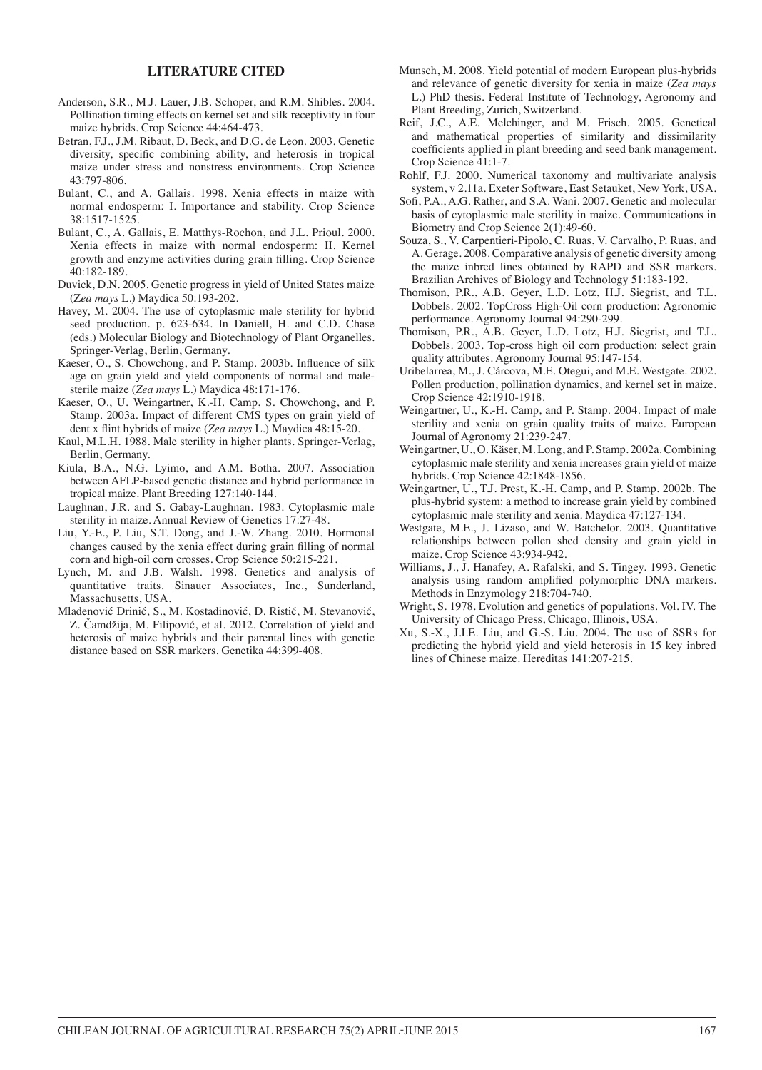## LITERATURE CITED

Anderson, S.R., M.J. Lauer, J.B. Schoper, and R.M. Shibles. 2004. Pollination timing effects on kernel set and silk receptivity in four maize hybrids. Crop Science 44:464-473.

Betran, F.J., J.M. Ribaut, D. Beck, and D.G. de Leon. 2003. Genetic diversity, specific combining ability, and heterosis in tropical maize under stress and nonstress environments. Crop Science 43:797-806.

Bulant, C., and A. Gallais. 1998. Xenia effects in maize with normal endosperm: I. Importance and stability. Crop Science 38:1517-1525.

Bulant, C., A. Gallais, E. Matthys-Rochon, and J.L. Prioul. 2000. Xenia effects in maize with normal endosperm: II. Kernel growth and enzyme activities during grain filling. Crop Science 40:182-189.

Duvick, D.N. 2005. Genetic progress in yield of United States maize (*Zea mays* L.) Maydica 50:193-202.

Havey, M. 2004. The use of cytoplasmic male sterility for hybrid seed production. p. 623-634. In Daniell, H. and C.D. Chase (eds.) Molecular Biology and Biotechnology of Plant Organelles. Springer-Verlag, Berlin, Germany.

Kaeser, O., S. Chowchong, and P. Stamp. 2003b. Influence of silk age on grain yield and yield components of normal and male-sterile maize (*Zea mays* L.) Maydica 48:171-176.

Kaeser, O., U. Weingartner, K.-H. Camp, S. Chowchong, and P. Stamp. 2003a. Impact of different CMS types on grain yield of dent x flint hybrids of maize (*Zea mays* L.) Maydica 48:15-20.

Kaul, M.L.H. 1988. Male sterility in higher plants. Springer-Verlag, Berlin, Germany.

Kiula, B.A., N.G. Lyimo, and A.M. Botha. 2007. Association between AFLP-based genetic distance and hybrid performance in tropical maize. Plant Breeding 127:140-144.

Laughnan, J.R. and S. Gabay-Laughnan. 1983. Cytoplasmic male sterility in maize. Annual Review of Genetics 17:27-48.

Liu, Y.-E., P. Liu, S.T. Dong, and J.-W. Zhang. 2010. Hormonal changes caused by the xenia effect during grain filling of normal corn and high-oil corn crosses. Crop Science 50:215-221.

Lynch, M. and J.B. Walsh. 1998. Genetics and analysis of quantitative traits. Sinauer Associates, Inc., Sunderland, Massachusetts, USA.

Mladenović Drinić, S., M. Kostadinović, D. Ristić, M. Stevanović, Z. Čamdžija, M. Filipović, et al. 2012. Correlation of yield and heterosis of maize hybrids and their parental lines with genetic distance based on SSR markers. Genetika 44:399-408.

Munsch, M. 2008. Yield potential of modern European plus-hybrids and relevance of genetic diversity for xenia in maize (*Zea mays* L.) PhD thesis. Federal Institute of Technology, Agronomy and Plant Breeding, Zurich, Switzerland.

Reif, J.C., A.E. Melchinger, and M. Frisch. 2005. Genetical and mathematical properties of similarity and dissimilarity coefficients applied in plant breeding and seed bank management. Crop Science 41:1-7.

Rohlf, F.J. 2000. Numerical taxonomy and multivariate analysis system, v 2.11a. Exeter Software, East Setauket, New York, USA.

Sofi, P.A., A.G. Rather, and S.A. Wani. 2007. Genetic and molecular basis of cytoplasmic male sterility in maize. Communications in Biometry and Crop Science 2(1):49-60.

Souza, S., V. Carpentieri-Pipolo, C. Ruas, V. Carvalho, P. Ruas, and A. Gerage. 2008. Comparative analysis of genetic diversity among the maize inbred lines obtained by RAPD and SSR markers. Brazilian Archives of Biology and Technology 51:183-192.

Thomison, P.R., A.B. Geyer, L.D. Lotz, H.J. Siegrist, and T.L. Dobbels. 2002. TopCross High-Oil corn production: Agronomic performance. Agronomy Journal 94:290-299.

Thomison, P.R., A.B. Geyer, L.D. Lotz, H.J. Siegrist, and T.L. Dobbels. 2003. Top-cross high oil corn production: select grain quality attributes. Agronomy Journal 95:147-154.

Uribelarrea, M., J. Cárcova, M.E. Otegui, and M.E. Westgate. 2002. Pollen production, pollination dynamics, and kernel set in maize. Crop Science 42:1910-1918.

Weingartner, U., K.-H. Camp, and P. Stamp. 2004. Impact of male sterility and xenia on grain quality traits of maize. European Journal of Agronomy 21:239-247.

Weingartner, U., O. Käser, M. Long, and P. Stamp. 2002a. Combining cytoplasmic male sterility and xenia increases grain yield of maize hybrids. Crop Science 42:1848-1856.

Weingartner, U., T.J. Prest, K.-H. Camp, and P. Stamp. 2002b. The plus-hybrid system: a method to increase grain yield by combined cytoplasmic male sterility and xenia. Maydica 47:127-134.

Westgate, M.E., J. Lizaso, and W. Batchelor. 2003. Quantitative relationships between pollen shed density and grain yield in maize. Crop Science 43:934-942.

Williams, J., J. Hanafey, A. Rafalski, and S. Tingey. 1993. Genetic analysis using random amplified polymorphic DNA markers. Methods in Enzymology 218:704-740.

Wright, S. 1978. Evolution and genetics of populations. Vol. IV. The University of Chicago Press, Chicago, Illinois, USA.

Xu, S.-X., J.I.E. Liu, and G.-S. Liu. 2004. The use of SSRs for predicting the hybrid yield and yield heterosis in 15 key inbred lines of Chinese maize. Hereditas 141:207-215.